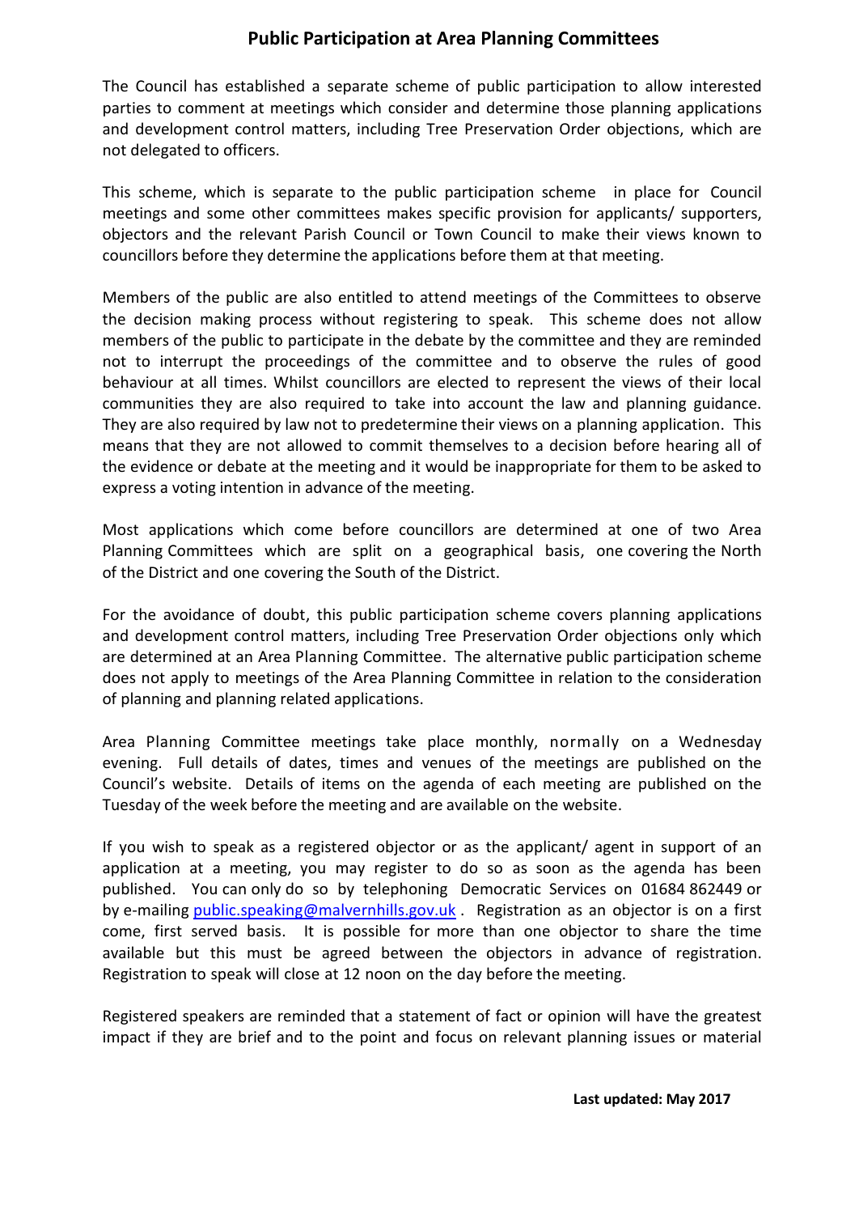# Public Participation at Area Planning Committees

The Council has established a separate scheme of public participation to allow interested parties to comment at meetings which consider and determine those planning applications and development control matters, including Tree Preservation Order objections, which are not delegated to officers.

This scheme, which is separate to the public participation scheme in place for Council meetings and some other committees makes specific provision for applicants/ supporters, objectors and the relevant Parish Council or Town Council to make their views known to councillors before they determine the applications before them at that meeting.

Members of the public are also entitled to attend meetings of the Committees to observe the decision making process without registering to speak. This scheme does not allow members of the public to participate in the debate by the committee and they are reminded not to interrupt the proceedings of the committee and to observe the rules of good behaviour at all times. Whilst councillors are elected to represent the views of their local communities they are also required to take into account the law and planning guidance. They are also required by law not to predetermine their views on a planning application. This means that they are not allowed to commit themselves to a decision before hearing all of the evidence or debate at the meeting and it would be inappropriate for them to be asked to express a voting intention in advance of the meeting.

Most applications which come before councillors are determined at one of two Area Planning Committees which are split on a geographical basis, one covering the North of the District and one covering the South of the District.

For the avoidance of doubt, this public participation scheme covers planning applications and development control matters, including Tree Preservation Order objections only which are determined at an Area Planning Committee. The alternative public participation scheme does not apply to meetings of the Area Planning Committee in relation to the consideration of planning and planning related applications.

Area Planning Committee meetings take place monthly, normally on a Wednesday evening. Full details of dates, times and venues of the meetings are published on the Council's website. Details of items on the agenda of each meeting are published on the Tuesday of the week before the meeting and are available on the website.

If you wish to speak as a registered objector or as the applicant/ agent in support of an application at a meeting, you may register to do so as soon as the agenda has been published. You can only do so by telephoning Democratic Services on 01684 862449 or by e-mailing public.speaking@malvernhills.gov.uk . Registration as an objector is on a first come, first served basis. It is possible for more than one objector to share the time available but this must be agreed between the objectors in advance of registration. Registration to speak will close at 12 noon on the day before the meeting.

Registered speakers are reminded that a statement of fact or opinion will have the greatest impact if they are brief and to the point and focus on relevant planning issues or material

**Last updated: May 2017**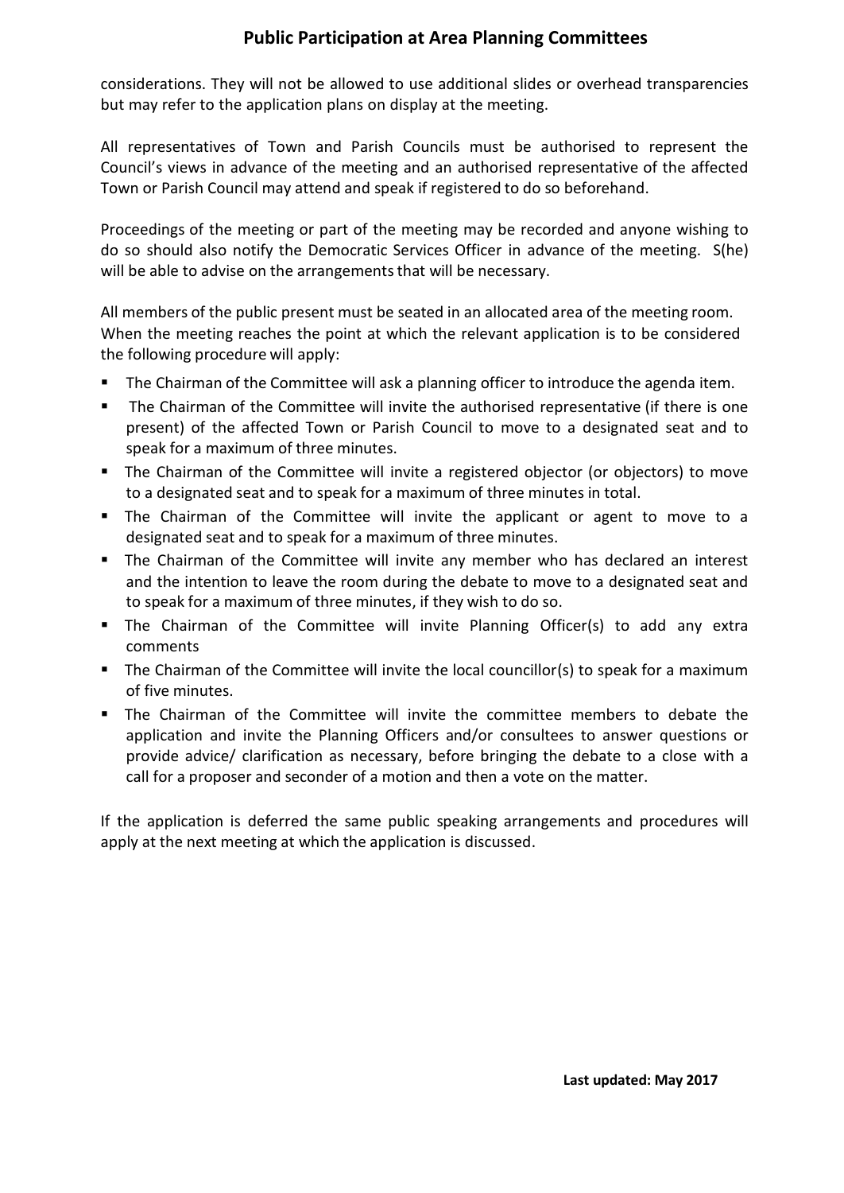considerations. They will not be allowed to use additional slides or overhead transparencies but may refer to the application plans on display at the meeting.

All representatives of Town and Parish Councils must be authorised to represent the Council's views in advance of the meeting and an authorised representative of the affected Town or Parish Council may attend and speak if registered to do so beforehand.

Proceedings of the meeting or part of the meeting may be recorded and anyone wishing to do so should also notify the Democratic Services Officer in advance of the meeting. S(he) will be able to advise on the arrangements that will be necessary.

All members of the public present must be seated in an allocated area of the meeting room. When the meeting reaches the point at which the relevant application is to be considered the following procedure will apply:

- The Chairman of the Committee will ask a planning officer to introduce the agenda item.
- The Chairman of the Committee will invite the authorised representative (if there is one present) of the affected Town or Parish Council to move to a designated seat and to speak for a maximum of three minutes.
- The Chairman of the Committee will invite a registered objector (or objectors) to move to a designated seat and to speak for a maximum of three minutes in total.
- The Chairman of the Committee will invite the applicant or agent to move to a designated seat and to speak for a maximum of three minutes.
- The Chairman of the Committee will invite any member who has declared an interest and the intention to leave the room during the debate to move to a designated seat and to speak for a maximum of three minutes, if they wish to do so.
- The Chairman of the Committee will invite Planning Officer(s) to add any extra comments
- The Chairman of the Committee will invite the local councillor(s) to speak for a maximum of five minutes.
- The Chairman of the Committee will invite the committee members to debate the application and invite the Planning Officers and/or consultees to answer questions or provide advice/ clarification as necessary, before bringing the debate to a close with a call for a proposer and seconder of a motion and then a vote on the matter.

If the application is deferred the same public speaking arrangements and procedures will apply at the next meeting at which the application is discussed.

**Last updated: May 2017**